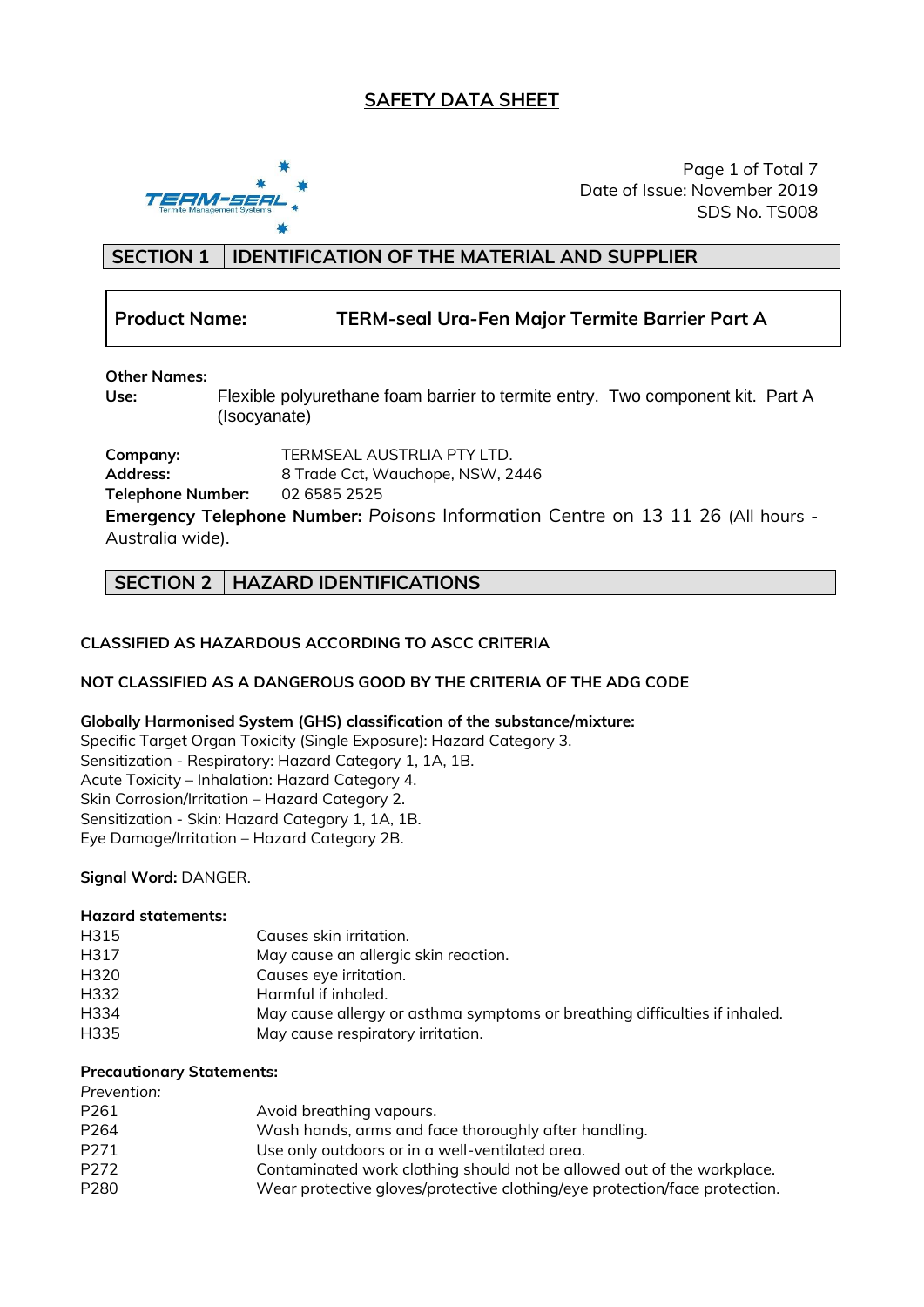# SAFETY DATA SHEET

Date of Issue: November 2019
SDS No. TS008

## SECTION 1 IDENTIFICATION OF THE MATERIAL AND SUPPLIER

**Product Name:** **TERM-seal Ura-Fen Major Termite Barrier Part A**

**Other Names:**
**Use:** Flexible polyurethane foam barrier to termite entry. Two component kit. Part A (Isocyanate)

**Company:** TERMSEAL AUSTRLIA PTY LTD.
**Address:** 8 Trade Cct, Wauchope, NSW, 2446
**Telephone Number:** 02 6585 2525
**Emergency Telephone Number:** Poisons Information Centre on 13 11 26 (All hours - Australia wide).

## SECTION 2 HAZARD IDENTIFICATIONS

**CLASSIFIED AS HAZARDOUS ACCORDING TO ASCC CRITERIA**

**NOT CLASSIFIED AS A DANGEROUS GOOD BY THE CRITERIA OF THE ADG CODE**

**Globally Harmonised System (GHS) classification of the substance/mixture:**
Specific Target Organ Toxicity (Single Exposure): Hazard Category 3.
Sensitization - Respiratory: Hazard Category 1, 1A, 1B.
Acute Toxicity – Inhalation: Hazard Category 4.
Skin Corrosion/Irritation – Hazard Category 2.
Sensitization - Skin: Hazard Category 1, 1A, 1B.
Eye Damage/Irritation – Hazard Category 2B.

**Signal Word:** DANGER.

**Hazard statements:**

| | |
|---|---|
| H315 | Causes skin irritation. |
| H317 | May cause an allergic skin reaction. |
| H320 | Causes eye irritation. |
| H332 | Harmful if inhaled. |
| H334 | May cause allergy or asthma symptoms or breathing difficulties if inhaled. |
| H335 | May cause respiratory irritation. |

**Precautionary Statements:**

*Prevention:*

| | |
|---|---|
| P261 | Avoid breathing vapours. |
| P264 | Wash hands, arms and face thoroughly after handling. |
| P271 | Use only outdoors or in a well-ventilated area. |
| P272 | Contaminated work clothing should not be allowed out of the workplace. |
| P280 | Wear protective gloves/protective clothing/eye protection/face protection. |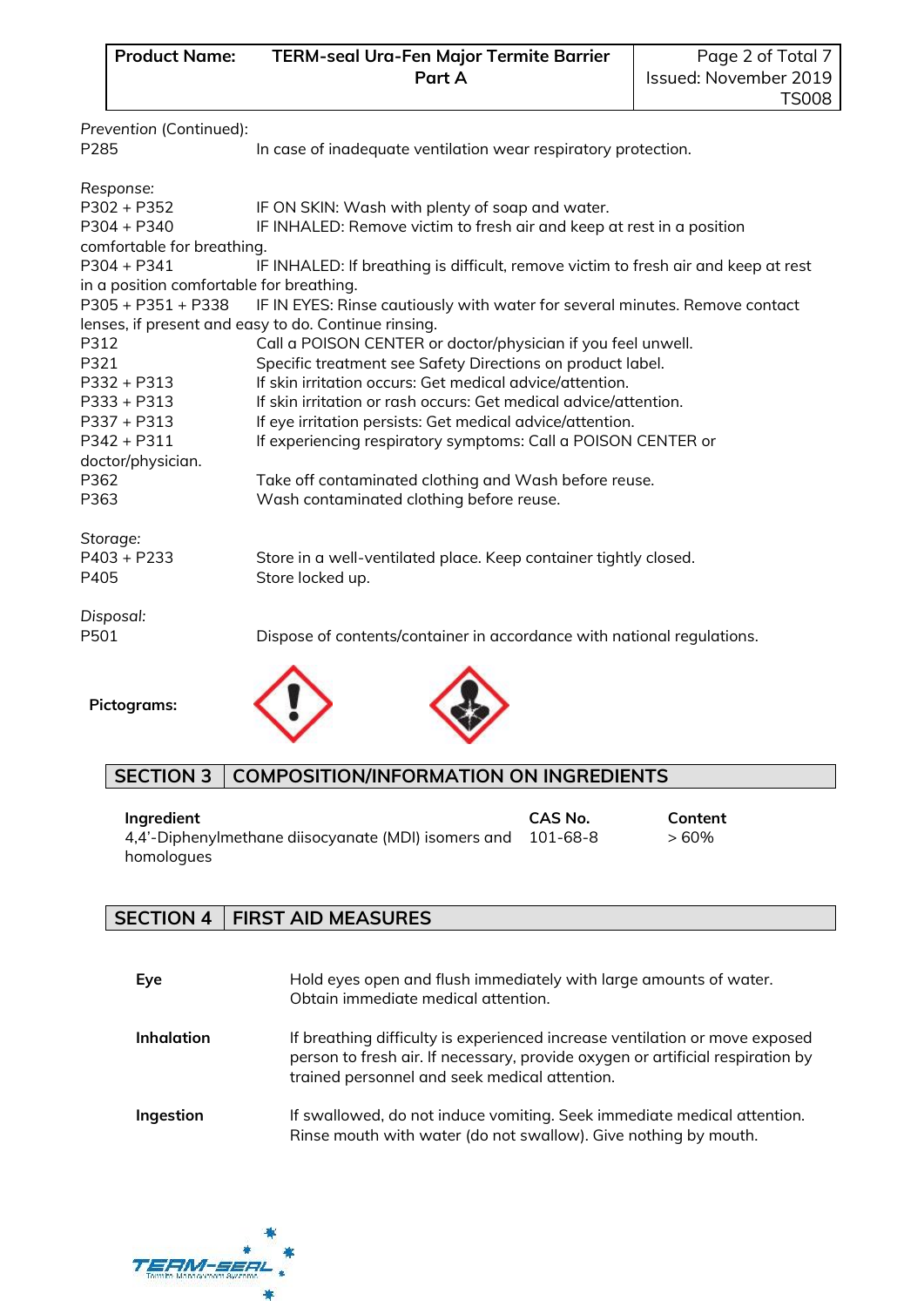*Prevention* (Continued):

| | |
|---|---|
| P285 | In case of inadequate ventilation wear respiratory protection. |

*Response:*

| | |
|---|---|
| P302 + P352 | IF ON SKIN: Wash with plenty of soap and water. |
| P304 + P340 | IF INHALED: Remove victim to fresh air and keep at rest in a position comfortable for breathing. |
| P304 + P341 | IF INHALED: If breathing is difficult, remove victim to fresh air and keep at rest in a position comfortable for breathing. |
| P305 + P351 + P338 | IF IN EYES: Rinse cautiously with water for several minutes. Remove contact lenses, if present and easy to do. Continue rinsing. |
| P312 | Call a POISON CENTER or doctor/physician if you feel unwell. |
| P321 | Specific treatment see Safety Directions on product label. |
| P332 + P313 | If skin irritation occurs: Get medical advice/attention. |
| P333 + P313 | If skin irritation or rash occurs: Get medical advice/attention. |
| P337 + P313 | If eye irritation persists: Get medical advice/attention. |
| P342 + P311 | If experiencing respiratory symptoms: Call a POISON CENTER or doctor/physician. |
| P362 | Take off contaminated clothing and Wash before reuse. |
| P363 | Wash contaminated clothing before reuse. |

*Storage:*

| | |
|---|---|
| P403 + P233 | Store in a well-ventilated place. Keep container tightly closed. |
| P405 | Store locked up. |

*Disposal:*

| | |
|---|---|
| P501 | Dispose of contents/container in accordance with national regulations. |

**Pictograms:**

## SECTION 3 COMPOSITION/INFORMATION ON INGREDIENTS

| Ingredient | CAS No. | Content |
|---|---|---|
| 4,4'-Diphenylmethane diisocyanate (MDI) isomers and homologues | 101-68-8 | > 60% |

## SECTION 4 FIRST AID MEASURES

| | |
|---|---|
| **Eye** | Hold eyes open and flush immediately with large amounts of water. Obtain immediate medical attention. |
| **Inhalation** | If breathing difficulty is experienced increase ventilation or move exposed person to fresh air. If necessary, provide oxygen or artificial respiration by trained personnel and seek medical attention. |
| **Ingestion** | If swallowed, do not induce vomiting. Seek immediate medical attention. Rinse mouth with water (do not swallow). Give nothing by mouth. |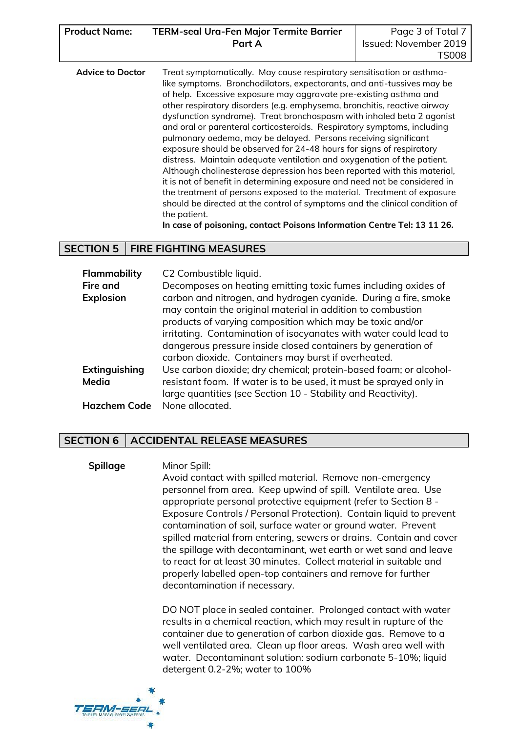| | |
|---|---|
| **Advice to Doctor** | Treat symptomatically. May cause respiratory sensitisation or asthma-like symptoms. Bronchodilators, expectorants, and anti-tussives may be of help. Excessive exposure may aggravate pre-existing asthma and other respiratory disorders (e.g. emphysema, bronchitis, reactive airway dysfunction syndrome). Treat bronchospasm with inhaled beta 2 agonist and oral or parenteral corticosteroids. Respiratory symptoms, including pulmonary oedema, may be delayed. Persons receiving significant exposure should be observed for 24-48 hours for signs of respiratory distress. Maintain adequate ventilation and oxygenation of the patient. Although cholinesterase depression has been reported with this material, it is not of benefit in determining exposure and need not be considered in the treatment of persons exposed to the material. Treatment of exposure should be directed at the control of symptoms and the clinical condition of the patient. **In case of poisoning, contact Poisons Information Centre Tel: 13 11 26.** |

## SECTION 5 FIRE FIGHTING MEASURES

| | |
|---|---|
| **Flammability** | C2 Combustible liquid. |
| **Fire and Explosion** | Decomposes on heating emitting toxic fumes including oxides of carbon and nitrogen, and hydrogen cyanide. During a fire, smoke may contain the original material in addition to combustion products of varying composition which may be toxic and/or irritating. Contamination of isocyanates with water could lead to dangerous pressure inside closed containers by generation of carbon dioxide. Containers may burst if overheated. |
| **Extinguishing Media** | Use carbon dioxide; dry chemical; protein-based foam; or alcohol-resistant foam. If water is to be used, it must be sprayed only in large quantities (see Section 10 - Stability and Reactivity). |
| **Hazchem Code** | None allocated. |

## SECTION 6 ACCIDENTAL RELEASE MEASURES

**Spillage**

Minor Spill:
Avoid contact with spilled material. Remove non-emergency personnel from area. Keep upwind of spill. Ventilate area. Use appropriate personal protective equipment (refer to Section 8 - Exposure Controls / Personal Protection). Contain liquid to prevent contamination of soil, surface water or ground water. Prevent spilled material from entering, sewers or drains. Contain and cover the spillage with decontaminant, wet earth or wet sand and leave to react for at least 30 minutes. Collect material in suitable and properly labelled open-top containers and remove for further decontamination if necessary.

DO NOT place in sealed container. Prolonged contact with water results in a chemical reaction, which may result in rupture of the container due to generation of carbon dioxide gas. Remove to a well ventilated area. Clean up floor areas. Wash area well with water. Decontaminant solution: sodium carbonate 5-10%; liquid detergent 0.2-2%; water to 100%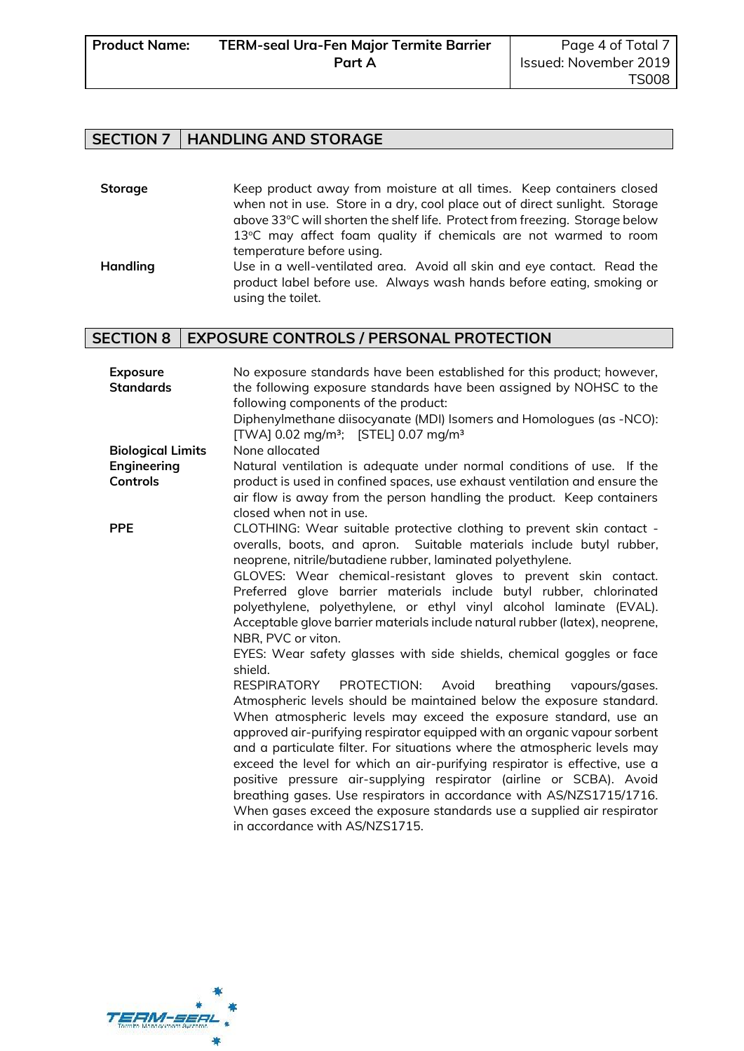## SECTION 7 HANDLING AND STORAGE

**Storage** Keep product away from moisture at all times. Keep containers closed when not in use. Store in a dry, cool place out of direct sunlight. Storage above 33°C will shorten the shelf life. Protect from freezing. Storage below 13°C may affect foam quality if chemicals are not warmed to room temperature before using.

**Handling** Use in a well-ventilated area. Avoid all skin and eye contact. Read the product label before use. Always wash hands before eating, smoking or using the toilet.

## SECTION 8 EXPOSURE CONTROLS / PERSONAL PROTECTION

**Exposure Standards** No exposure standards have been established for this product; however, the following exposure standards have been assigned by NOHSC to the following components of the product:
Diphenylmethane diisocyanate (MDI) Isomers and Homologues (as -NCO): [TWA] 0.02 mg/m³; [STEL] 0.07 mg/m³

**Biological Limits** None allocated

**Engineering Controls** Natural ventilation is adequate under normal conditions of use. If the product is used in confined spaces, use exhaust ventilation and ensure the air flow is away from the person handling the product. Keep containers closed when not in use.

**PPE** CLOTHING: Wear suitable protective clothing to prevent skin contact - overalls, boots, and apron. Suitable materials include butyl rubber, neoprene, nitrile/butadiene rubber, laminated polyethylene.
GLOVES: Wear chemical-resistant gloves to prevent skin contact. Preferred glove barrier materials include butyl rubber, chlorinated polyethylene, polyethylene, or ethyl vinyl alcohol laminate (EVAL). Acceptable glove barrier materials include natural rubber (latex), neoprene, NBR, PVC or viton.
EYES: Wear safety glasses with side shields, chemical goggles or face shield.
RESPIRATORY PROTECTION: Avoid breathing vapours/gases. Atmospheric levels should be maintained below the exposure standard. When atmospheric levels may exceed the exposure standard, use an approved air-purifying respirator equipped with an organic vapour sorbent and a particulate filter. For situations where the atmospheric levels may exceed the level for which an air-purifying respirator is effective, use a positive pressure air-supplying respirator (airline or SCBA). Avoid breathing gases. Use respirators in accordance with AS/NZS1715/1716. When gases exceed the exposure standards use a supplied air respirator in accordance with AS/NZS1715.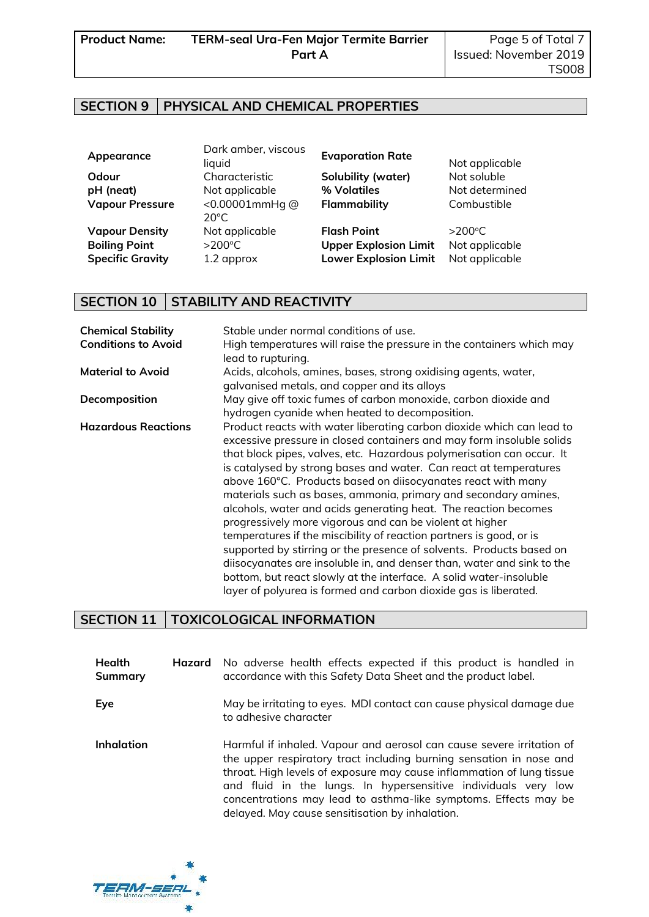## SECTION 9 PHYSICAL AND CHEMICAL PROPERTIES

| | | | |
|---|---|---|---|
| **Appearance** | Dark amber, viscous liquid | **Evaporation Rate** | Not applicable |
| **Odour** | Characteristic | **Solubility (water)** | Not soluble |
| **pH (neat)** | Not applicable | **% Volatiles** | Not determined |
| **Vapour Pressure** | <0.00001mmHg @ 20°C | **Flammability** | Combustible |
| **Vapour Density** | Not applicable | **Flash Point** | >200°C |
| **Boiling Point** | >200°C | **Upper Explosion Limit** | Not applicable |
| **Specific Gravity** | 1.2 approx | **Lower Explosion Limit** | Not applicable |

## SECTION 10 STABILITY AND REACTIVITY

**Chemical Stability** Stable under normal conditions of use.

**Conditions to Avoid** High temperatures will raise the pressure in the containers which may lead to rupturing.

**Material to Avoid** Acids, alcohols, amines, bases, strong oxidising agents, water, galvanised metals, and copper and its alloys

**Decomposition** May give off toxic fumes of carbon monoxide, carbon dioxide and hydrogen cyanide when heated to decomposition.

**Hazardous Reactions** Product reacts with water liberating carbon dioxide which can lead to excessive pressure in closed containers and may form insoluble solids that block pipes, valves, etc. Hazardous polymerisation can occur. It is catalysed by strong bases and water. Can react at temperatures above 160°C. Products based on diisocyanates react with many materials such as bases, ammonia, primary and secondary amines, alcohols, water and acids generating heat. The reaction becomes progressively more vigorous and can be violent at higher temperatures if the miscibility of reaction partners is good, or is supported by stirring or the presence of solvents. Products based on diisocyanates are insoluble in, and denser than, water and sink to the bottom, but react slowly at the interface. A solid water-insoluble layer of polyurea is formed and carbon dioxide gas is liberated.

## SECTION 11 TOXICOLOGICAL INFORMATION

**Health Hazard Summary** No adverse health effects expected if this product is handled in accordance with this Safety Data Sheet and the product label.

**Eye** May be irritating to eyes. MDI contact can cause physical damage due to adhesive character

**Inhalation** Harmful if inhaled. Vapour and aerosol can cause severe irritation of the upper respiratory tract including burning sensation in nose and throat. High levels of exposure may cause inflammation of lung tissue and fluid in the lungs. In hypersensitive individuals very low concentrations may lead to asthma-like symptoms. Effects may be delayed. May cause sensitisation by inhalation.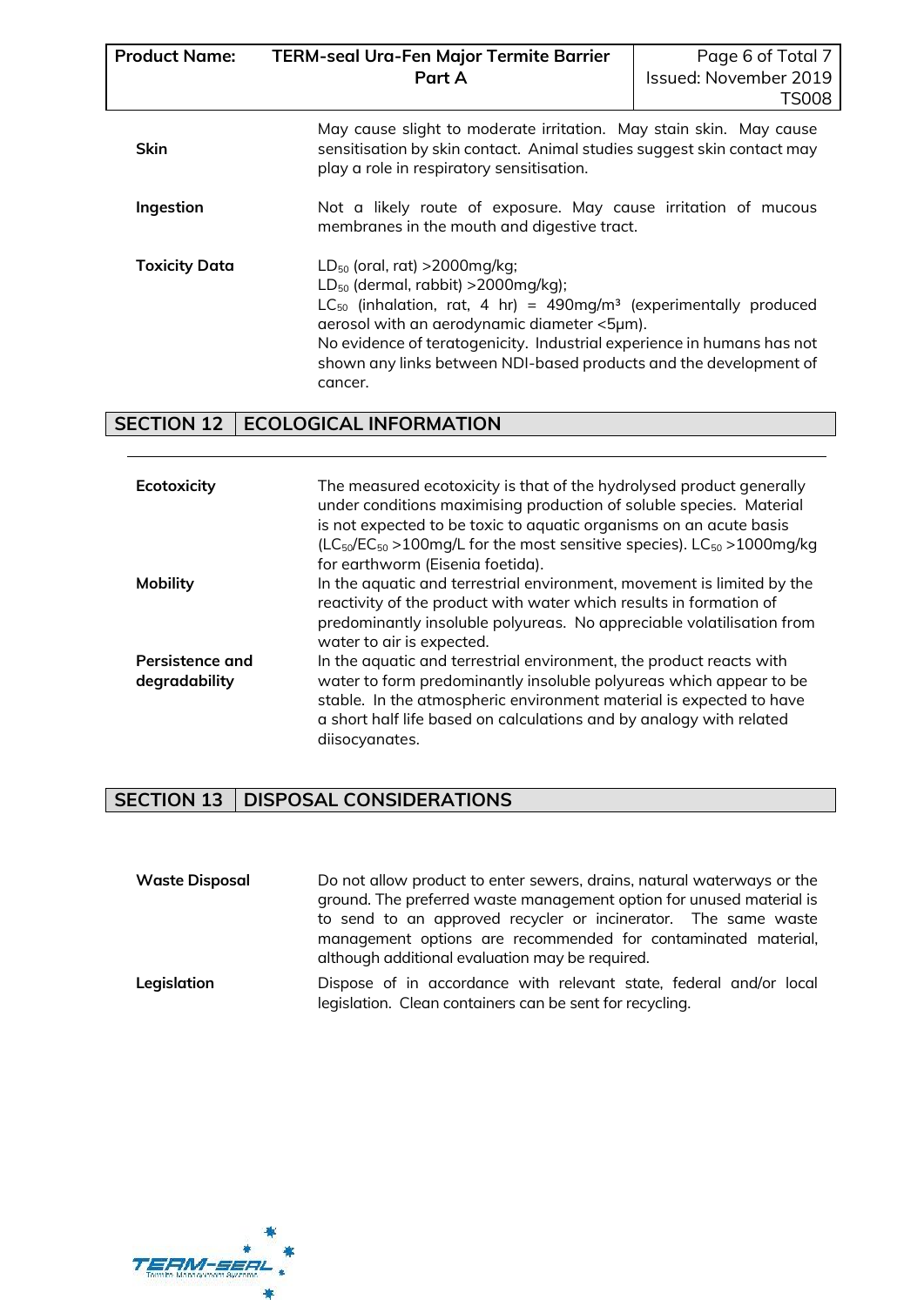| | |
|---|---|
| **Skin** | May cause slight to moderate irritation. May stain skin. May cause sensitisation by skin contact. Animal studies suggest skin contact may play a role in respiratory sensitisation. |
| **Ingestion** | Not a likely route of exposure. May cause irritation of mucous membranes in the mouth and digestive tract. |
| **Toxicity Data** | $LD_{50}$ (oral, rat) >2000mg/kg; $LD_{50}$ (dermal, rabbit) >2000mg/kg); $LC_{50}$ (inhalation, rat, 4 hr) = 490mg/m³ (experimentally produced aerosol with an aerodynamic diameter <5μm). No evidence of teratogenicity. Industrial experience in humans has not shown any links between NDI-based products and the development of cancer. |

## SECTION 12 ECOLOGICAL INFORMATION

| | |
|---|---|
| **Ecotoxicity** | The measured ecotoxicity is that of the hydrolysed product generally under conditions maximising production of soluble species. Material is not expected to be toxic to aquatic organisms on an acute basis ($LC_{50}$/$EC_{50}$ >100mg/L for the most sensitive species). $LC_{50}$ >1000mg/kg for earthworm (Eisenia foetida). |
| **Mobility** | In the aquatic and terrestrial environment, movement is limited by the reactivity of the product with water which results in formation of predominantly insoluble polyureas. No appreciable volatilisation from water to air is expected. |
| **Persistence and degradability** | In the aquatic and terrestrial environment, the product reacts with water to form predominantly insoluble polyureas which appear to be stable. In the atmospheric environment material is expected to have a short half life based on calculations and by analogy with related diisocyanates. |

## SECTION 13 DISPOSAL CONSIDERATIONS

| | |
|---|---|
| **Waste Disposal** | Do not allow product to enter sewers, drains, natural waterways or the ground. The preferred waste management option for unused material is to send to an approved recycler or incinerator. The same waste management options are recommended for contaminated material, although additional evaluation may be required. |
| **Legislation** | Dispose of in accordance with relevant state, federal and/or local legislation. Clean containers can be sent for recycling. |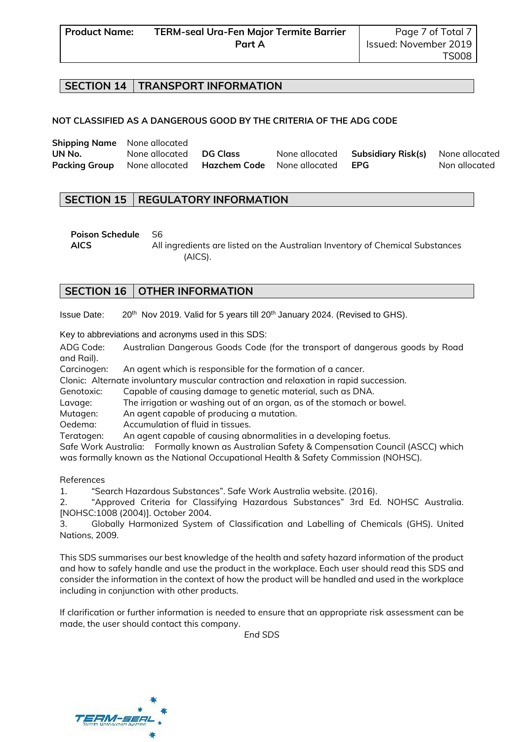## SECTION 14 TRANSPORT INFORMATION

**NOT CLASSIFIED AS A DANGEROUS GOOD BY THE CRITERIA OF THE ADG CODE**

| | | | | | |
|---|---|---|---|---|---|
| **Shipping Name** | None allocated | | | | |
| **UN No.** | None allocated | **DG Class** | None allocated | **Subsidiary Risk(s)** | None allocated |
| **Packing Group** | None allocated | **Hazchem Code** | None allocated | **EPG** | Non allocated |

## SECTION 15 REGULATORY INFORMATION

**Poison Schedule** S6

**AICS** All ingredients are listed on the Australian Inventory of Chemical Substances (AICS).

## SECTION 16 OTHER INFORMATION

Issue Date: 20th Nov 2019. Valid for 5 years till 20th January 2024. (Revised to GHS).

Key to abbreviations and acronyms used in this SDS:

ADG Code: Australian Dangerous Goods Code (for the transport of dangerous goods by Road and Rail).
Carcinogen: An agent which is responsible for the formation of a cancer.
Clonic: Alternate involuntary muscular contraction and relaxation in rapid succession.
Genotoxic: Capable of causing damage to genetic material, such as DNA.
Lavage: The irrigation or washing out of an organ, as of the stomach or bowel.
Mutagen: An agent capable of producing a mutation.
Oedema: Accumulation of fluid in tissues.
Teratogen: An agent capable of causing abnormalities in a developing foetus.
Safe Work Australia: Formally known as Australian Safety & Compensation Council (ASCC) which was formally known as the National Occupational Health & Safety Commission (NOHSC).

References

1. "Search Hazardous Substances". Safe Work Australia website. (2016).
2. "Approved Criteria for Classifying Hazardous Substances" 3rd Ed. NOHSC Australia. [NOHSC:1008 (2004)]. October 2004.
3. Globally Harmonized System of Classification and Labelling of Chemicals (GHS). United Nations, 2009.

This SDS summarises our best knowledge of the health and safety hazard information of the product and how to safely handle and use the product in the workplace. Each user should read this SDS and consider the information in the context of how the product will be handled and used in the workplace including in conjunction with other products.

If clarification or further information is needed to ensure that an appropriate risk assessment can be made, the user should contact this company.

*End SDS*